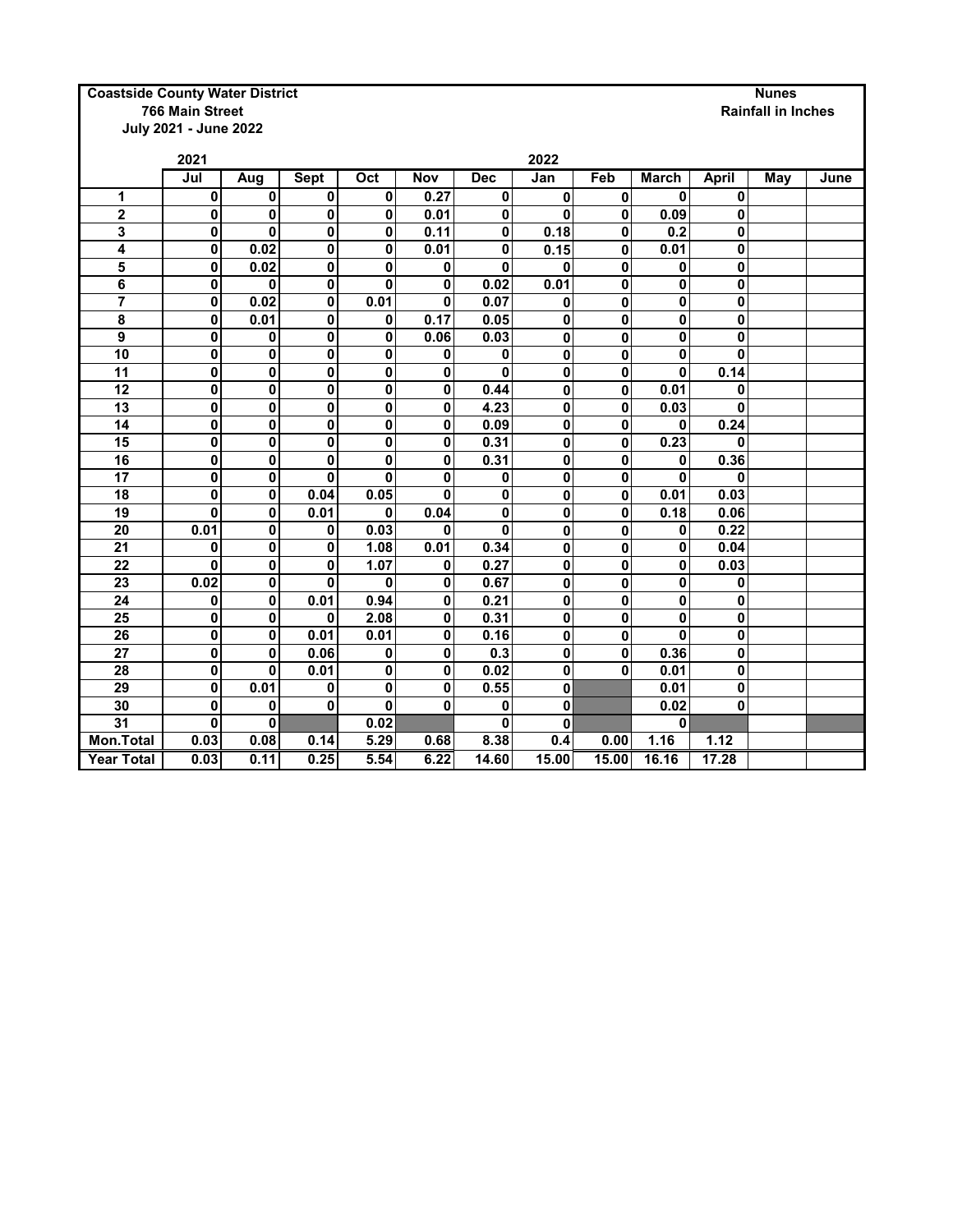**Coastside County Water District**
**766 Main Street**
**July 2021 - June 2022**

**Nunes**
**Rainfall in Inches**

| | 2021 | | | | | | 2022 | | | | | |
|---|---|---|---|---|---|---|---|---|---|---|---|---|
| | Jul | Aug | Sept | Oct | Nov | Dec | Jan | Feb | March | April | May | June |
| 1 | 0 | 0 | 0 | 0 | 0.27 | 0 | 0 | 0 | 0 | 0 | | |
| 2 | 0 | 0 | 0 | 0 | 0.01 | 0 | 0 | 0 | 0.09 | 0 | | |
| 3 | 0 | 0 | 0 | 0 | 0.11 | 0 | 0.18 | 0 | 0.2 | 0 | | |
| 4 | 0 | 0.02 | 0 | 0 | 0.01 | 0 | 0.15 | 0 | 0.01 | 0 | | |
| 5 | 0 | 0.02 | 0 | 0 | 0 | 0 | 0 | 0 | 0 | 0 | | |
| 6 | 0 | 0 | 0 | 0 | 0 | 0.02 | 0.01 | 0 | 0 | 0 | | |
| 7 | 0 | 0.02 | 0 | 0.01 | 0 | 0.07 | 0 | 0 | 0 | 0 | | |
| 8 | 0 | 0.01 | 0 | 0 | 0.17 | 0.05 | 0 | 0 | 0 | 0 | | |
| 9 | 0 | 0 | 0 | 0 | 0.06 | 0.03 | 0 | 0 | 0 | 0 | | |
| 10 | 0 | 0 | 0 | 0 | 0 | 0 | 0 | 0 | 0 | 0 | | |
| 11 | 0 | 0 | 0 | 0 | 0 | 0 | 0 | 0 | 0 | 0.14 | | |
| 12 | 0 | 0 | 0 | 0 | 0 | 0.44 | 0 | 0 | 0.01 | 0 | | |
| 13 | 0 | 0 | 0 | 0 | 0 | 4.23 | 0 | 0 | 0.03 | 0 | | |
| 14 | 0 | 0 | 0 | 0 | 0 | 0.09 | 0 | 0 | 0 | 0.24 | | |
| 15 | 0 | 0 | 0 | 0 | 0 | 0.31 | 0 | 0 | 0.23 | 0 | | |
| 16 | 0 | 0 | 0 | 0 | 0 | 0.31 | 0 | 0 | 0 | 0.36 | | |
| 17 | 0 | 0 | 0 | 0 | 0 | 0 | 0 | 0 | 0 | 0 | | |
| 18 | 0 | 0 | 0.04 | 0.05 | 0 | 0 | 0 | 0 | 0.01 | 0.03 | | |
| 19 | 0 | 0 | 0.01 | 0 | 0.04 | 0 | 0 | 0 | 0.18 | 0.06 | | |
| 20 | 0.01 | 0 | 0 | 0.03 | 0 | 0 | 0 | 0 | 0 | 0.22 | | |
| 21 | 0 | 0 | 0 | 1.08 | 0.01 | 0.34 | 0 | 0 | 0 | 0.04 | | |
| 22 | 0 | 0 | 0 | 1.07 | 0 | 0.27 | 0 | 0 | 0 | 0.03 | | |
| 23 | 0.02 | 0 | 0 | 0 | 0 | 0.67 | 0 | 0 | 0 | 0 | | |
| 24 | 0 | 0 | 0.01 | 0.94 | 0 | 0.21 | 0 | 0 | 0 | 0 | | |
| 25 | 0 | 0 | 0 | 2.08 | 0 | 0.31 | 0 | 0 | 0 | 0 | | |
| 26 | 0 | 0 | 0.01 | 0.01 | 0 | 0.16 | 0 | 0 | 0 | 0 | | |
| 27 | 0 | 0 | 0.06 | 0 | 0 | 0.3 | 0 | 0 | 0.36 | 0 | | |
| 28 | 0 | 0 | 0.01 | 0 | 0 | 0.02 | 0 | 0 | 0.01 | 0 | | |
| 29 | 0 | 0.01 | 0 | 0 | 0 | 0.55 | 0 | | 0.01 | 0 | | |
| 30 | 0 | 0 | 0 | 0 | 0 | 0 | 0 | | 0.02 | 0 | | |
| 31 | 0 | 0 | | 0.02 | | 0 | 0 | | 0 | | | |
| Mon.Total | 0.03 | 0.08 | 0.14 | 5.29 | 0.68 | 8.38 | 0.4 | 0.00 | 1.16 | 1.12 | | |
| Year Total | 0.03 | 0.11 | 0.25 | 5.54 | 6.22 | 14.60 | 15.00 | 15.00 | 16.16 | 17.28 | | |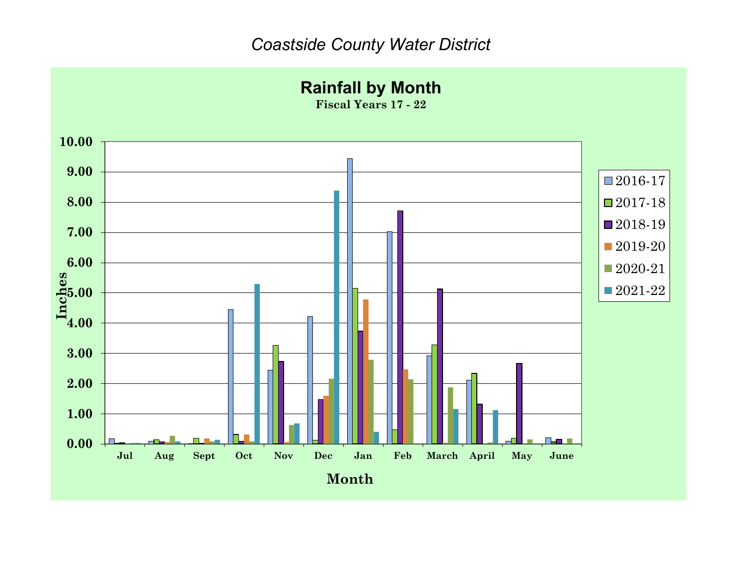*Coastside County Water District*

## Rainfall by Month

**Fiscal Years 17 - 22**

Inches

10.00
9.00
8.00
7.00
6.00
5.00
4.00
3.00
2.00
1.00
0.00

Jul Aug Sept Oct Nov Dec Jan Feb March April May June

**Month**

- 2016-17
- 2017-18
- 2018-19
- 2019-20
- 2020-21
- 2021-22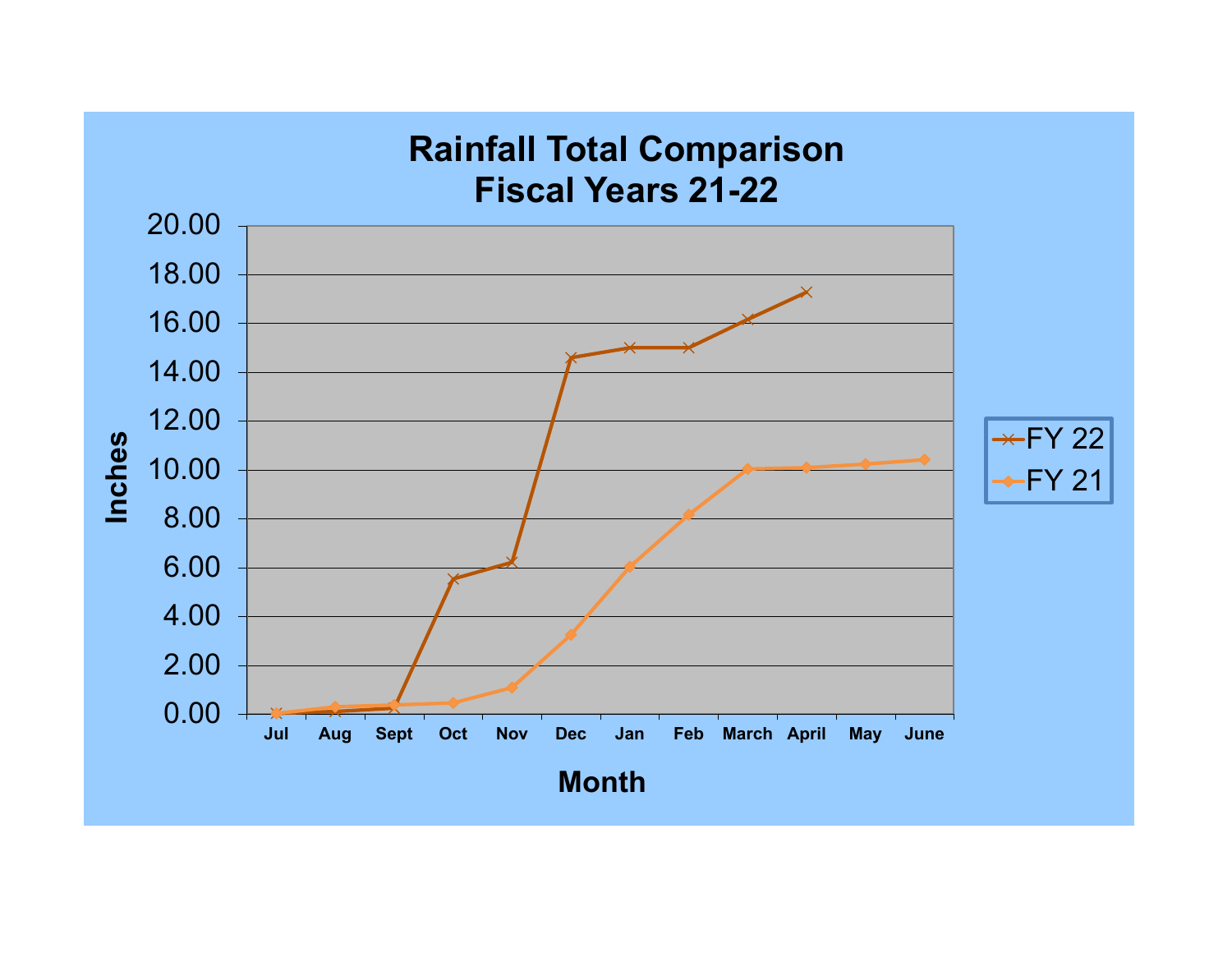# Rainfall Total Comparison
## Fiscal Years 21-22

| Month | FY 22 | FY 21 |
|---|---|---|
| Jul | 0.00 | 0.00 |
| Aug | 0.10 | 0.30 |
| Sept | 0.25 | 0.37 |
| Oct | 5.55 | 0.45 |
| Nov | 6.22 | 1.10 |
| Dec | 14.57 | 3.26 |
| Jan | 15.00 | 6.05 |
| Feb | 15.00 | 8.17 |
| March | 16.15 | 10.04 |
| April | 17.27 | 10.10 |
| May | | 10.24 |
| June | | 10.43 |

Inches (y-axis, 0.00–20.00) by Month (x-axis)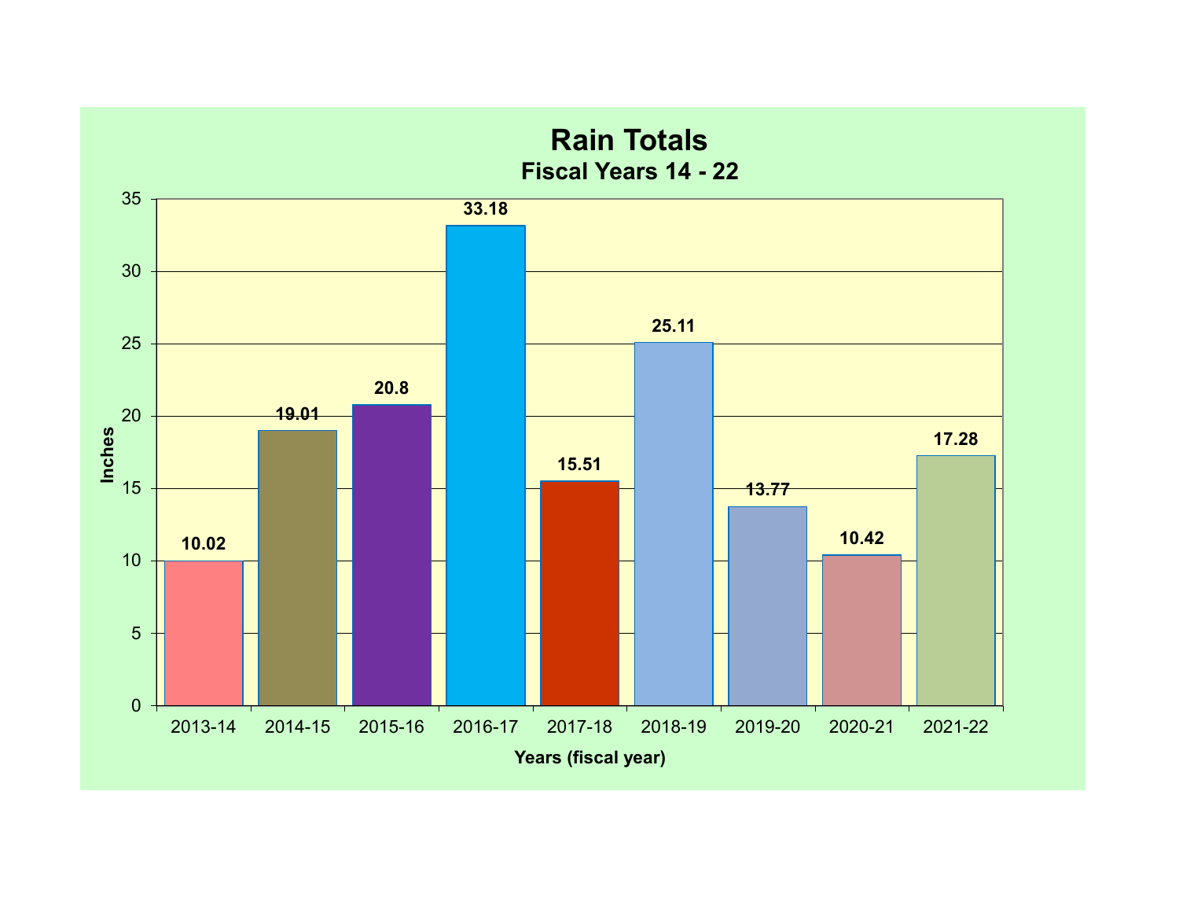Rain Totals

Fiscal Years 14 - 22

Inches

35
30
25
20
15
10
5
0

10.02
19.01
20.8
33.18
15.51
25.11
13.77
10.42
17.28

2013-14
2014-15
2015-16
2016-17
2017-18
2018-19
2019-20
2020-21
2021-22

Years (fiscal year)